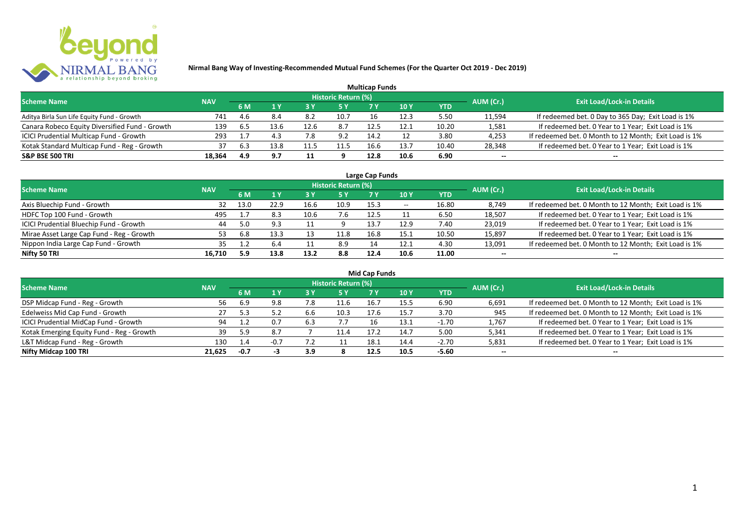**Nirmal Bang Way of Investing-Recommended Mutual Fund Schemes (For the Quarter Oct 2019 - Dec 2019)**

## Multicap Funds

| Scheme Name | NAV | Historic Return (%) | | | | | | | AUM (Cr.) | Exit Load/Lock-in Details |
|---|---|---|---|---|---|---|---|---|---|---|
| | | 6 M | 1 Y | 3 Y | 5 Y | 7 Y | 10 Y | YTD | | |
| Aditya Birla Sun Life Equity Fund - Growth | 741 | 4.6 | 8.4 | 8.2 | 10.7 | 16 | 12.3 | 5.50 | 11,594 | If redeemed bet. 0 Day to 365 Day; Exit Load is 1% |
| Canara Robeco Equity Diversified Fund - Growth | 139 | 6.5 | 13.6 | 12.6 | 8.7 | 12.5 | 12.1 | 10.20 | 1,581 | If redeemed bet. 0 Year to 1 Year; Exit Load is 1% |
| ICICI Prudential Multicap Fund - Growth | 293 | 1.7 | 4.3 | 7.8 | 9.2 | 14.2 | 12 | 3.80 | 4,253 | If redeemed bet. 0 Month to 12 Month; Exit Load is 1% |
| Kotak Standard Multicap Fund - Reg - Growth | 37 | 6.3 | 13.8 | 11.5 | 11.5 | 16.6 | 13.7 | 10.40 | 28,348 | If redeemed bet. 0 Year to 1 Year; Exit Load is 1% |
| **S&P BSE 500 TRI** | **18,364** | **4.9** | **9.7** | **11** | **9** | **12.8** | **10.6** | **6.90** | -- | -- |

## Large Cap Funds

| Scheme Name | NAV | Historic Return (%) | | | | | | | AUM (Cr.) | Exit Load/Lock-in Details |
|---|---|---|---|---|---|---|---|---|---|---|
| | | 6 M | 1 Y | 3 Y | 5 Y | 7 Y | 10 Y | YTD | | |
| Axis Bluechip Fund - Growth | 32 | 13.0 | 22.9 | 16.6 | 10.9 | 15.3 | -- | 16.80 | 8,749 | If redeemed bet. 0 Month to 12 Month; Exit Load is 1% |
| HDFC Top 100 Fund - Growth | 495 | 1.7 | 8.3 | 10.6 | 7.6 | 12.5 | 11 | 6.50 | 18,507 | If redeemed bet. 0 Year to 1 Year; Exit Load is 1% |
| ICICI Prudential Bluechip Fund - Growth | 44 | 5.0 | 9.3 | 11 | 9 | 13.7 | 12.9 | 7.40 | 23,019 | If redeemed bet. 0 Year to 1 Year; Exit Load is 1% |
| Mirae Asset Large Cap Fund - Reg - Growth | 53 | 6.8 | 13.3 | 13 | 11.8 | 16.8 | 15.1 | 10.50 | 15,897 | If redeemed bet. 0 Year to 1 Year; Exit Load is 1% |
| Nippon India Large Cap Fund - Growth | 35 | 1.2 | 6.4 | 11 | 8.9 | 14 | 12.1 | 4.30 | 13,091 | If redeemed bet. 0 Month to 12 Month; Exit Load is 1% |
| **Nifty 50 TRI** | **16,710** | **5.9** | **13.8** | **13.2** | **8.8** | **12.4** | **10.6** | **11.00** | -- | -- |

## Mid Cap Funds

| Scheme Name | NAV | Historic Return (%) | | | | | | | AUM (Cr.) | Exit Load/Lock-in Details |
|---|---|---|---|---|---|---|---|---|---|---|
| | | 6 M | 1 Y | 3 Y | 5 Y | 7 Y | 10 Y | YTD | | |
| DSP Midcap Fund - Reg - Growth | 56 | 6.9 | 9.8 | 7.8 | 11.6 | 16.7 | 15.5 | 6.90 | 6,691 | If redeemed bet. 0 Month to 12 Month; Exit Load is 1% |
| Edelweiss Mid Cap Fund - Growth | 27 | 5.3 | 5.2 | 6.6 | 10.3 | 17.6 | 15.7 | 3.70 | 945 | If redeemed bet. 0 Month to 12 Month; Exit Load is 1% |
| ICICI Prudential MidCap Fund - Growth | 94 | 1.2 | 0.7 | 6.3 | 7.7 | 16 | 13.1 | -1.70 | 1,767 | If redeemed bet. 0 Year to 1 Year; Exit Load is 1% |
| Kotak Emerging Equity Fund - Reg - Growth | 39 | 5.9 | 8.7 | 7 | 11.4 | 17.2 | 14.7 | 5.00 | 5,341 | If redeemed bet. 0 Year to 1 Year; Exit Load is 1% |
| L&T Midcap Fund - Reg - Growth | 130 | 1.4 | -0.7 | 7.2 | 11 | 18.1 | 14.4 | -2.70 | 5,831 | If redeemed bet. 0 Year to 1 Year; Exit Load is 1% |
| **Nifty Midcap 100 TRI** | **21,625** | **-0.7** | **-3** | **3.9** | **8** | **12.5** | **10.5** | **-5.60** | -- | -- |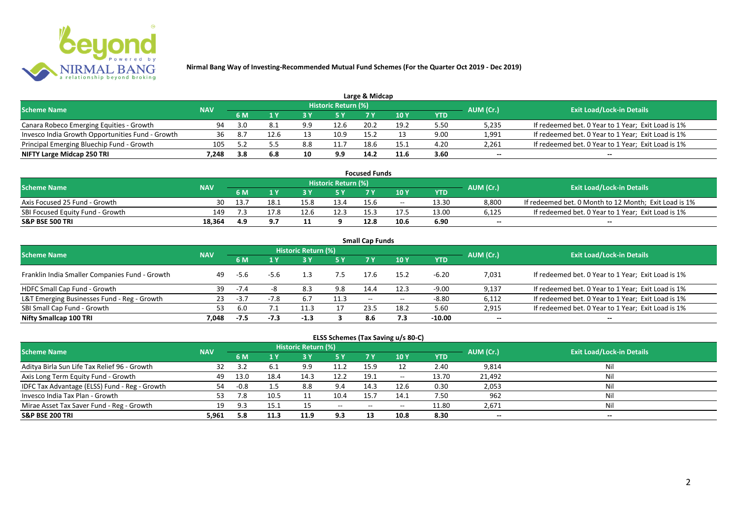# Nirmal Bang Way of Investing-Recommended Mutual Fund Schemes (For the Quarter Oct 2019 - Dec 2019)

## Large & Midcap

| Scheme Name | NAV | Historic Return (%) | | | | | | | AUM (Cr.) | Exit Load/Lock-in Details |
|---|---|---|---|---|---|---|---|---|---|---|
| | | 6 M | 1 Y | 3 Y | 5 Y | 7 Y | 10 Y | YTD | | |
| Canara Robeco Emerging Equities - Growth | 94 | 3.0 | 8.1 | 9.9 | 12.6 | 20.2 | 19.2 | 5.50 | 5,235 | If redeemed bet. 0 Year to 1 Year; Exit Load is 1% |
| Invesco India Growth Opportunities Fund - Growth | 36 | 8.7 | 12.6 | 13 | 10.9 | 15.2 | 13 | 9.00 | 1,991 | If redeemed bet. 0 Year to 1 Year; Exit Load is 1% |
| Principal Emerging Bluechip Fund - Growth | 105 | 5.2 | 5.5 | 8.8 | 11.7 | 18.6 | 15.1 | 4.20 | 2,261 | If redeemed bet. 0 Year to 1 Year; Exit Load is 1% |
| **NIFTY Large Midcap 250 TRI** | **7,248** | **3.8** | **6.8** | **10** | **9.9** | **14.2** | **11.6** | **3.60** | -- | -- |

## Focused Funds

| Scheme Name | NAV | Historic Return (%) | | | | | | | AUM (Cr.) | Exit Load/Lock-in Details |
|---|---|---|---|---|---|---|---|---|---|---|
| | | 6 M | 1 Y | 3 Y | 5 Y | 7 Y | 10 Y | YTD | | |
| Axis Focused 25 Fund - Growth | 30 | 13.7 | 18.1 | 15.8 | 13.4 | 15.6 | -- | 13.30 | 8,800 | If redeemed bet. 0 Month to 12 Month; Exit Load is 1% |
| SBI Focused Equity Fund - Growth | 149 | 7.3 | 17.8 | 12.6 | 12.3 | 15.3 | 17.5 | 13.00 | 6,125 | If redeemed bet. 0 Year to 1 Year; Exit Load is 1% |
| **S&P BSE 500 TRI** | **18,364** | **4.9** | **9.7** | **11** | **9** | **12.8** | **10.6** | **6.90** | -- | -- |

## Small Cap Funds

| Scheme Name | NAV | Historic Return (%) | | | | | | | AUM (Cr.) | Exit Load/Lock-in Details |
|---|---|---|---|---|---|---|---|---|---|---|
| | | 6 M | 1 Y | 3 Y | 5 Y | 7 Y | 10 Y | YTD | | |
| Franklin India Smaller Companies Fund - Growth | 49 | -5.6 | -5.6 | 1.3 | 7.5 | 17.6 | 15.2 | -6.20 | 7,031 | If redeemed bet. 0 Year to 1 Year; Exit Load is 1% |
| HDFC Small Cap Fund - Growth | 39 | -7.4 | -8 | 8.3 | 9.8 | 14.4 | 12.3 | -9.00 | 9,137 | If redeemed bet. 0 Year to 1 Year; Exit Load is 1% |
| L&T Emerging Businesses Fund - Reg - Growth | 23 | -3.7 | -7.8 | 6.7 | 11.3 | -- | -- | -8.80 | 6,112 | If redeemed bet. 0 Year to 1 Year; Exit Load is 1% |
| SBI Small Cap Fund - Growth | 53 | 6.0 | 7.1 | 11.3 | 17 | 23.5 | 18.2 | 5.60 | 2,915 | If redeemed bet. 0 Year to 1 Year; Exit Load is 1% |
| **Nifty Smallcap 100 TRI** | **7,048** | **-7.5** | **-7.3** | **-1.3** | **3** | **8.6** | **7.3** | **-10.00** | -- | -- |

## ELSS Schemes (Tax Saving u/s 80-C)

| Scheme Name | NAV | Historic Return (%) | | | | | | | AUM (Cr.) | Exit Load/Lock-in Details |
|---|---|---|---|---|---|---|---|---|---|---|
| | | 6 M | 1 Y | 3 Y | 5 Y | 7 Y | 10 Y | YTD | | |
| Aditya Birla Sun Life Tax Relief 96 - Growth | 32 | 3.2 | 6.1 | 9.9 | 11.2 | 15.9 | 12 | 2.40 | 9,814 | Nil |
| Axis Long Term Equity Fund - Growth | 49 | 13.0 | 18.4 | 14.3 | 12.2 | 19.1 | -- | 13.70 | 21,492 | Nil |
| IDFC Tax Advantage (ELSS) Fund - Reg - Growth | 54 | -0.8 | 1.5 | 8.8 | 9.4 | 14.3 | 12.6 | 0.30 | 2,053 | Nil |
| Invesco India Tax Plan - Growth | 53 | 7.8 | 10.5 | 11 | 10.4 | 15.7 | 14.1 | 7.50 | 962 | Nil |
| Mirae Asset Tax Saver Fund - Reg - Growth | 19 | 9.3 | 15.1 | 15 | -- | -- | -- | 11.80 | 2,671 | Nil |
| **S&P BSE 200 TRI** | **5,961** | **5.8** | **11.3** | **11.9** | **9.3** | **13** | **10.8** | **8.30** | -- | -- |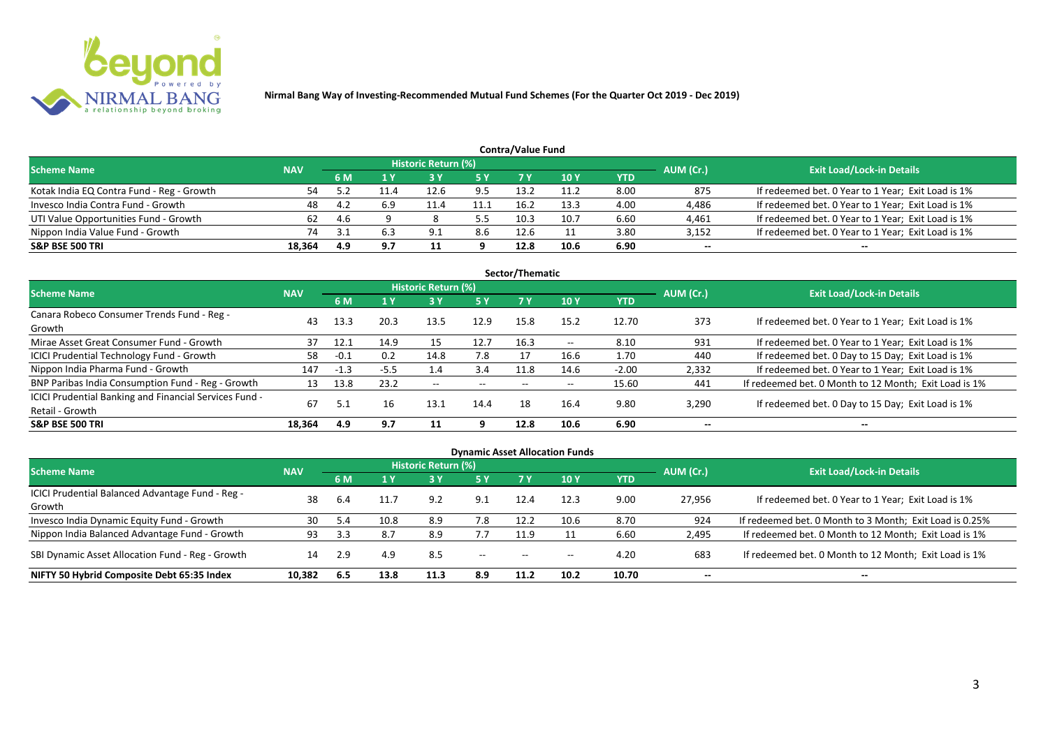**Nirmal Bang Way of Investing-Recommended Mutual Fund Schemes (For the Quarter Oct 2019 - Dec 2019)**

**Contra/Value Fund**

| Scheme Name | NAV | Historic Return (%) | | | | | | | AUM (Cr.) | Exit Load/Lock-in Details |
|---|---|---|---|---|---|---|---|---|---|---|
| | | 6 M | 1 Y | 3 Y | 5 Y | 7 Y | 10 Y | YTD | | |
| Kotak India EQ Contra Fund - Reg - Growth | 54 | 5.2 | 11.4 | 12.6 | 9.5 | 13.2 | 11.2 | 8.00 | 875 | If redeemed bet. 0 Year to 1 Year; Exit Load is 1% |
| Invesco India Contra Fund - Growth | 48 | 4.2 | 6.9 | 11.4 | 11.1 | 16.2 | 13.3 | 4.00 | 4,486 | If redeemed bet. 0 Year to 1 Year; Exit Load is 1% |
| UTI Value Opportunities Fund - Growth | 62 | 4.6 | 9 | 8 | 5.5 | 10.3 | 10.7 | 6.60 | 4,461 | If redeemed bet. 0 Year to 1 Year; Exit Load is 1% |
| Nippon India Value Fund - Growth | 74 | 3.1 | 6.3 | 9.1 | 8.6 | 12.6 | 11 | 3.80 | 3,152 | If redeemed bet. 0 Year to 1 Year; Exit Load is 1% |
| **S&P BSE 500 TRI** | **18,364** | **4.9** | **9.7** | **11** | **9** | **12.8** | **10.6** | **6.90** | **--** | **--** |

**Sector/Thematic**

| Scheme Name | NAV | Historic Return (%) | | | | | | | AUM (Cr.) | Exit Load/Lock-in Details |
|---|---|---|---|---|---|---|---|---|---|---|
| | | 6 M | 1 Y | 3 Y | 5 Y | 7 Y | 10 Y | YTD | | |
| Canara Robeco Consumer Trends Fund - Reg - Growth | 43 | 13.3 | 20.3 | 13.5 | 12.9 | 15.8 | 15.2 | 12.70 | 373 | If redeemed bet. 0 Year to 1 Year; Exit Load is 1% |
| Mirae Asset Great Consumer Fund - Growth | 37 | 12.1 | 14.9 | 15 | 12.7 | 16.3 | -- | 8.10 | 931 | If redeemed bet. 0 Year to 1 Year; Exit Load is 1% |
| ICICI Prudential Technology Fund - Growth | 58 | -0.1 | 0.2 | 14.8 | 7.8 | 17 | 16.6 | 1.70 | 440 | If redeemed bet. 0 Day to 15 Day; Exit Load is 1% |
| Nippon India Pharma Fund - Growth | 147 | -1.3 | -5.5 | 1.4 | 3.4 | 11.8 | 14.6 | -2.00 | 2,332 | If redeemed bet. 0 Year to 1 Year; Exit Load is 1% |
| BNP Paribas India Consumption Fund - Reg - Growth | 13 | 13.8 | 23.2 | -- | -- | -- | -- | 15.60 | 441 | If redeemed bet. 0 Month to 12 Month; Exit Load is 1% |
| ICICI Prudential Banking and Financial Services Fund - Retail - Growth | 67 | 5.1 | 16 | 13.1 | 14.4 | 18 | 16.4 | 9.80 | 3,290 | If redeemed bet. 0 Day to 15 Day; Exit Load is 1% |
| **S&P BSE 500 TRI** | **18,364** | **4.9** | **9.7** | **11** | **9** | **12.8** | **10.6** | **6.90** | **--** | **--** |

**Dynamic Asset Allocation Funds**

| Scheme Name | NAV | Historic Return (%) | | | | | | | AUM (Cr.) | Exit Load/Lock-in Details |
|---|---|---|---|---|---|---|---|---|---|---|
| | | 6 M | 1 Y | 3 Y | 5 Y | 7 Y | 10 Y | YTD | | |
| ICICI Prudential Balanced Advantage Fund - Reg - Growth | 38 | 6.4 | 11.7 | 9.2 | 9.1 | 12.4 | 12.3 | 9.00 | 27,956 | If redeemed bet. 0 Year to 1 Year; Exit Load is 1% |
| Invesco India Dynamic Equity Fund - Growth | 30 | 5.4 | 10.8 | 8.9 | 7.8 | 12.2 | 10.6 | 8.70 | 924 | If redeemed bet. 0 Month to 3 Month; Exit Load is 0.25% |
| Nippon India Balanced Advantage Fund - Growth | 93 | 3.3 | 8.7 | 8.9 | 7.7 | 11.9 | 11 | 6.60 | 2,495 | If redeemed bet. 0 Month to 12 Month; Exit Load is 1% |
| SBI Dynamic Asset Allocation Fund - Reg - Growth | 14 | 2.9 | 4.9 | 8.5 | -- | -- | -- | 4.20 | 683 | If redeemed bet. 0 Month to 12 Month; Exit Load is 1% |
| **NIFTY 50 Hybrid Composite Debt 65:35 Index** | **10,382** | **6.5** | **13.8** | **11.3** | **8.9** | **11.2** | **10.2** | **10.70** | **--** | **--** |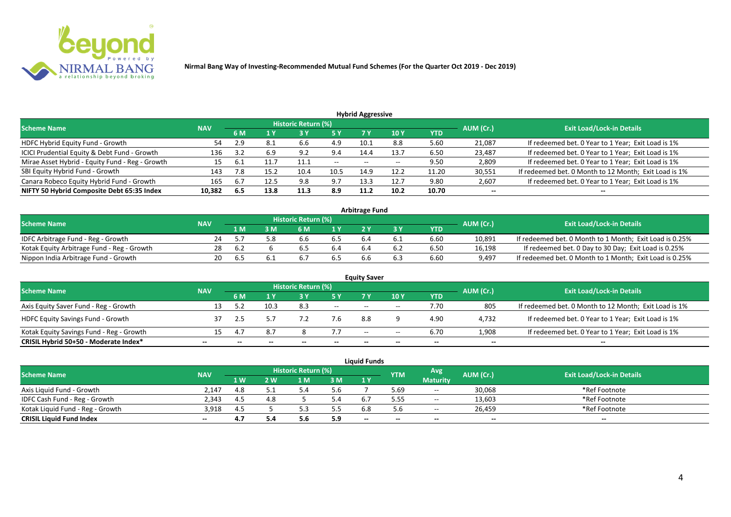Nirmal Bang Way of Investing-Recommended Mutual Fund Schemes (For the Quarter Oct 2019 - Dec 2019)

## Hybrid Aggressive

| Scheme Name | NAV | Historic Return (%) | | | | | | | AUM (Cr.) | Exit Load/Lock-in Details |
|---|---|---|---|---|---|---|---|---|---|---|
| | | 6 M | 1 Y | 3 Y | 5 Y | 7 Y | 10 Y | YTD | | |
| HDFC Hybrid Equity Fund - Growth | 54 | 2.9 | 8.1 | 6.6 | 4.9 | 10.1 | 8.8 | 5.60 | 21,087 | If redeemed bet. 0 Year to 1 Year; Exit Load is 1% |
| ICICI Prudential Equity & Debt Fund - Growth | 136 | 3.2 | 6.9 | 9.2 | 9.4 | 14.4 | 13.7 | 6.50 | 23,487 | If redeemed bet. 0 Year to 1 Year; Exit Load is 1% |
| Mirae Asset Hybrid - Equity Fund - Reg - Growth | 15 | 6.1 | 11.7 | 11.1 | -- | -- | -- | 9.50 | 2,809 | If redeemed bet. 0 Year to 1 Year; Exit Load is 1% |
| SBI Equity Hybrid Fund - Growth | 143 | 7.8 | 15.2 | 10.4 | 10.5 | 14.9 | 12.2 | 11.20 | 30,551 | If redeemed bet. 0 Month to 12 Month; Exit Load is 1% |
| Canara Robeco Equity Hybrid Fund - Growth | 165 | 6.7 | 12.5 | 9.8 | 9.7 | 13.3 | 12.7 | 9.80 | 2,607 | If redeemed bet. 0 Year to 1 Year; Exit Load is 1% |
| **NIFTY 50 Hybrid Composite Debt 65:35 Index** | **10,382** | **6.5** | **13.8** | **11.3** | **8.9** | **11.2** | **10.2** | **10.70** | **--** | **--** |

## Arbitrage Fund

| Scheme Name | NAV | Historic Return (%) | | | | | | | AUM (Cr.) | Exit Load/Lock-in Details |
|---|---|---|---|---|---|---|---|---|---|---|
| | | 1 M | 3 M | 6 M | 1 Y | 2 Y | 3 Y | YTD | | |
| IDFC Arbitrage Fund - Reg - Growth | 24 | 5.7 | 5.8 | 6.6 | 6.5 | 6.4 | 6.1 | 6.60 | 10,891 | If redeemed bet. 0 Month to 1 Month; Exit Load is 0.25% |
| Kotak Equity Arbitrage Fund - Reg - Growth | 28 | 6.2 | 6 | 6.5 | 6.4 | 6.4 | 6.2 | 6.50 | 16,198 | If redeemed bet. 0 Day to 30 Day; Exit Load is 0.25% |
| Nippon India Arbitrage Fund - Growth | 20 | 6.5 | 6.1 | 6.7 | 6.5 | 6.6 | 6.3 | 6.60 | 9,497 | If redeemed bet. 0 Month to 1 Month; Exit Load is 0.25% |

## Equity Saver

| Scheme Name | NAV | Historic Return (%) | | | | | | | AUM (Cr.) | Exit Load/Lock-in Details |
|---|---|---|---|---|---|---|---|---|---|---|
| | | 6 M | 1 Y | 3 Y | 5 Y | 7 Y | 10 Y | YTD | | |
| Axis Equity Saver Fund - Reg - Growth | 13 | 5.2 | 10.3 | 8.3 | -- | -- | -- | 7.70 | 805 | If redeemed bet. 0 Month to 12 Month; Exit Load is 1% |
| HDFC Equity Savings Fund - Growth | 37 | 2.5 | 5.7 | 7.2 | 7.6 | 8.8 | 9 | 4.90 | 4,732 | If redeemed bet. 0 Year to 1 Year; Exit Load is 1% |
| Kotak Equity Savings Fund - Reg - Growth | 15 | 4.7 | 8.7 | 8 | 7.7 | -- | -- | 6.70 | 1,908 | If redeemed bet. 0 Year to 1 Year; Exit Load is 1% |
| **CRISIL Hybrid 50+50 - Moderate Index*** | **--** | **--** | **--** | **--** | **--** | **--** | **--** | **--** | **--** | **--** |

## Liquid Funds

| Scheme Name | NAV | Historic Return (%) | | | | | YTM | Avg Maturity | AUM (Cr.) | Exit Load/Lock-in Details |
|---|---|---|---|---|---|---|---|---|---|---|
| | | 1 W | 2 W | 1 M | 3 M | 1 Y | | | | |
| Axis Liquid Fund - Growth | 2,147 | 4.8 | 5.1 | 5.4 | 5.6 | 7 | 5.69 | -- | 30,068 | *Ref Footnote |
| IDFC Cash Fund - Reg - Growth | 2,343 | 4.5 | 4.8 | 5 | 5.4 | 6.7 | 5.55 | -- | 13,603 | *Ref Footnote |
| Kotak Liquid Fund - Reg - Growth | 3,918 | 4.5 | 5 | 5.3 | 5.5 | 6.8 | 5.6 | -- | 26,459 | *Ref Footnote |
| **CRISIL Liquid Fund Index** | **--** | **4.7** | **5.4** | **5.6** | **5.9** | **--** | **--** | **--** | **--** | **--** |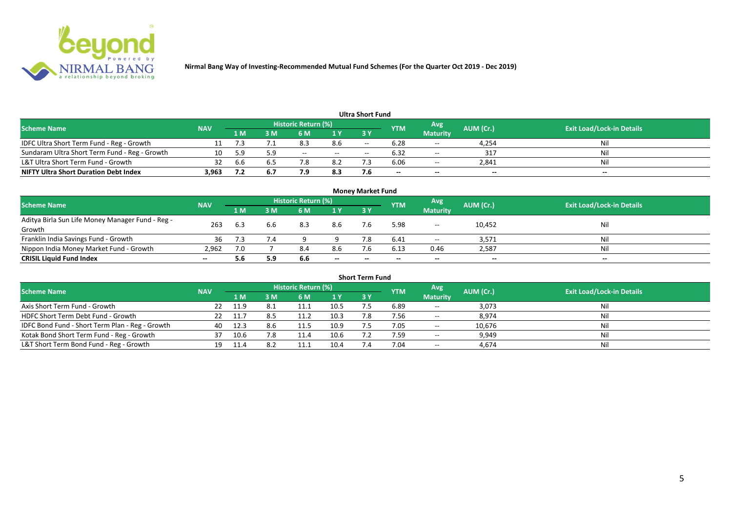**Nirmal Bang Way of Investing-Recommended Mutual Fund Schemes (For the Quarter Oct 2019 - Dec 2019)**

### Ultra Short Fund

| Scheme Name | NAV | Historic Return (%) | | | | | YTM | Avg Maturity | AUM (Cr.) | Exit Load/Lock-in Details |
|---|---|---|---|---|---|---|---|---|---|---|
| | | 1 M | 3 M | 6 M | 1 Y | 3 Y | | | | |
| IDFC Ultra Short Term Fund - Reg - Growth | 11 | 7.3 | 7.1 | 8.3 | 8.6 | -- | 6.28 | -- | 4,254 | Nil |
| Sundaram Ultra Short Term Fund - Reg - Growth | 10 | 5.9 | 5.9 | -- | -- | -- | 6.32 | -- | 317 | Nil |
| L&T Ultra Short Term Fund - Growth | 32 | 6.6 | 6.5 | 7.8 | 8.2 | 7.3 | 6.06 | -- | 2,841 | Nil |
| **NIFTY Ultra Short Duration Debt Index** | **3,963** | **7.2** | **6.7** | **7.9** | **8.3** | **7.6** | **--** | **--** | **--** | **--** |

### Money Market Fund

| Scheme Name | NAV | Historic Return (%) | | | | | YTM | Avg Maturity | AUM (Cr.) | Exit Load/Lock-in Details |
|---|---|---|---|---|---|---|---|---|---|---|
| | | 1 M | 3 M | 6 M | 1 Y | 3 Y | | | | |
| Aditya Birla Sun Life Money Manager Fund - Reg - Growth | 263 | 6.3 | 6.6 | 8.3 | 8.6 | 7.6 | 5.98 | -- | 10,452 | Nil |
| Franklin India Savings Fund - Growth | 36 | 7.3 | 7.4 | 9 | 9 | 7.8 | 6.41 | -- | 3,571 | Nil |
| Nippon India Money Market Fund - Growth | 2,962 | 7.0 | 7 | 8.4 | 8.6 | 7.6 | 6.13 | 0.46 | 2,587 | Nil |
| **CRISIL Liquid Fund Index** | **--** | **5.6** | **5.9** | **6.6** | **--** | **--** | **--** | **--** | **--** | **--** |

### Short Term Fund

| Scheme Name | NAV | Historic Return (%) | | | | | YTM | Avg Maturity | AUM (Cr.) | Exit Load/Lock-in Details |
|---|---|---|---|---|---|---|---|---|---|---|
| | | 1 M | 3 M | 6 M | 1 Y | 3 Y | | | | |
| Axis Short Term Fund - Growth | 22 | 11.9 | 8.1 | 11.1 | 10.5 | 7.5 | 6.89 | -- | 3,073 | Nil |
| HDFC Short Term Debt Fund - Growth | 22 | 11.7 | 8.5 | 11.2 | 10.3 | 7.8 | 7.56 | -- | 8,974 | Nil |
| IDFC Bond Fund - Short Term Plan - Reg - Growth | 40 | 12.3 | 8.6 | 11.5 | 10.9 | 7.5 | 7.05 | -- | 10,676 | Nil |
| Kotak Bond Short Term Fund - Reg - Growth | 37 | 10.6 | 7.8 | 11.4 | 10.6 | 7.2 | 7.59 | -- | 9,949 | Nil |
| L&T Short Term Bond Fund - Reg - Growth | 19 | 11.4 | 8.2 | 11.1 | 10.4 | 7.4 | 7.04 | -- | 4,674 | Nil |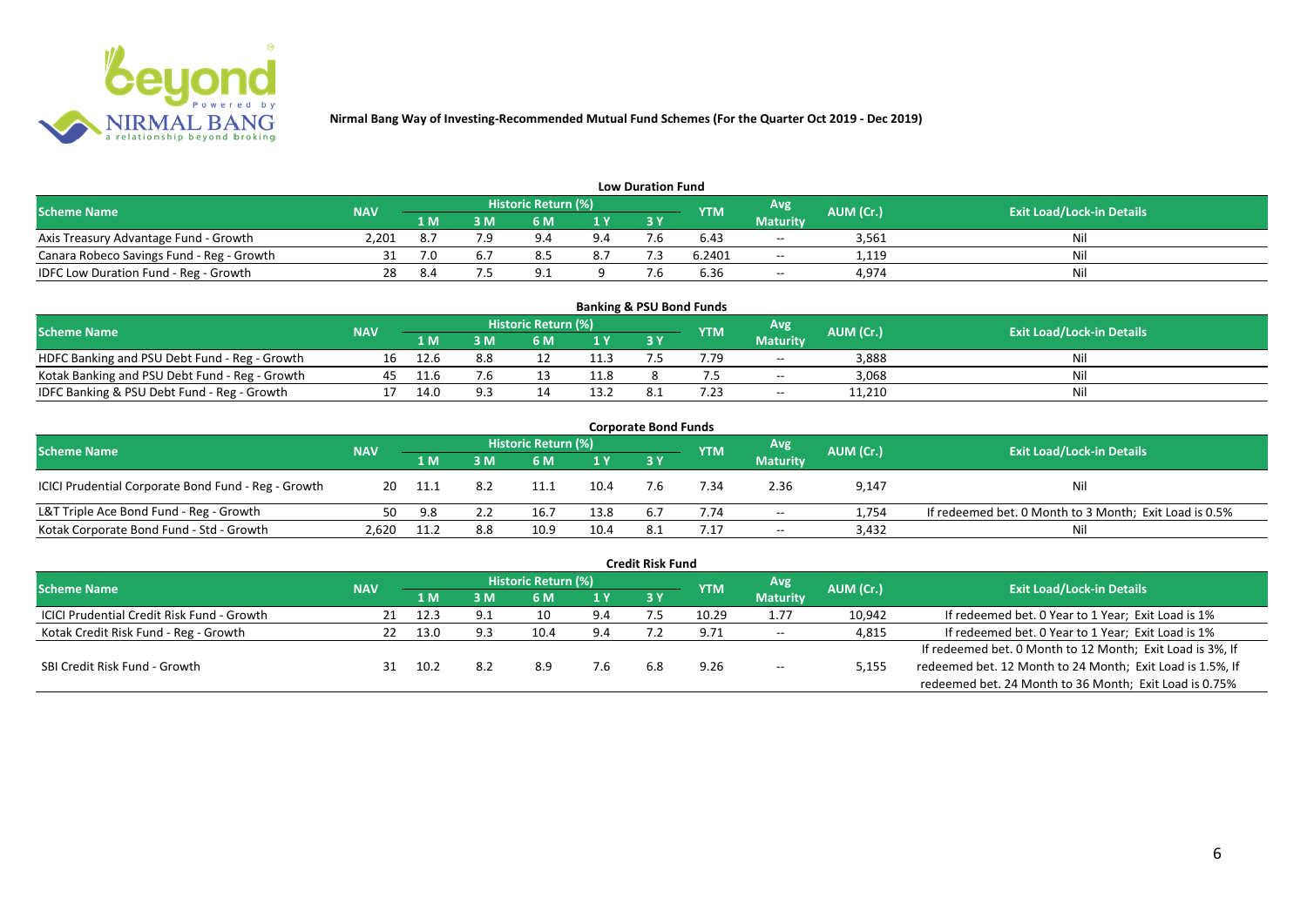Nirmal Bang Way of Investing-Recommended Mutual Fund Schemes (For the Quarter Oct 2019 - Dec 2019)

## Low Duration Fund

| Scheme Name | NAV | Historic Return (%) | | | | | YTM | Avg Maturity | AUM (Cr.) | Exit Load/Lock-in Details |
|---|---|---|---|---|---|---|---|---|---|---|
| | | 1 M | 3 M | 6 M | 1 Y | 3 Y | | | | |
| Axis Treasury Advantage Fund - Growth | 2,201 | 8.7 | 7.9 | 9.4 | 9.4 | 7.6 | 6.43 | -- | 3,561 | Nil |
| Canara Robeco Savings Fund - Reg - Growth | 31 | 7.0 | 6.7 | 8.5 | 8.7 | 7.3 | 6.2401 | -- | 1,119 | Nil |
| IDFC Low Duration Fund - Reg - Growth | 28 | 8.4 | 7.5 | 9.1 | 9 | 7.6 | 6.36 | -- | 4,974 | Nil |

## Banking & PSU Bond Funds

| Scheme Name | NAV | Historic Return (%) | | | | | YTM | Avg Maturity | AUM (Cr.) | Exit Load/Lock-in Details |
|---|---|---|---|---|---|---|---|---|---|---|
| | | 1 M | 3 M | 6 M | 1 Y | 3 Y | | | | |
| HDFC Banking and PSU Debt Fund - Reg - Growth | 16 | 12.6 | 8.8 | 12 | 11.3 | 7.5 | 7.79 | -- | 3,888 | Nil |
| Kotak Banking and PSU Debt Fund - Reg - Growth | 45 | 11.6 | 7.6 | 13 | 11.8 | 8 | 7.5 | -- | 3,068 | Nil |
| IDFC Banking & PSU Debt Fund - Reg - Growth | 17 | 14.0 | 9.3 | 14 | 13.2 | 8.1 | 7.23 | -- | 11,210 | Nil |

## Corporate Bond Funds

| Scheme Name | NAV | Historic Return (%) | | | | | YTM | Avg Maturity | AUM (Cr.) | Exit Load/Lock-in Details |
|---|---|---|---|---|---|---|---|---|---|---|
| | | 1 M | 3 M | 6 M | 1 Y | 3 Y | | | | |
| ICICI Prudential Corporate Bond Fund - Reg - Growth | 20 | 11.1 | 8.2 | 11.1 | 10.4 | 7.6 | 7.34 | 2.36 | 9,147 | Nil |
| L&T Triple Ace Bond Fund - Reg - Growth | 50 | 9.8 | 2.2 | 16.7 | 13.8 | 6.7 | 7.74 | -- | 1,754 | If redeemed bet. 0 Month to 3 Month; Exit Load is 0.5% |
| Kotak Corporate Bond Fund - Std - Growth | 2,620 | 11.2 | 8.8 | 10.9 | 10.4 | 8.1 | 7.17 | -- | 3,432 | Nil |

## Credit Risk Fund

| Scheme Name | NAV | Historic Return (%) | | | | | YTM | Avg Maturity | AUM (Cr.) | Exit Load/Lock-in Details |
|---|---|---|---|---|---|---|---|---|---|---|
| | | 1 M | 3 M | 6 M | 1 Y | 3 Y | | | | |
| ICICI Prudential Credit Risk Fund - Growth | 21 | 12.3 | 9.1 | 10 | 9.4 | 7.5 | 10.29 | 1.77 | 10,942 | If redeemed bet. 0 Year to 1 Year; Exit Load is 1% |
| Kotak Credit Risk Fund - Reg - Growth | 22 | 13.0 | 9.3 | 10.4 | 9.4 | 7.2 | 9.71 | -- | 4,815 | If redeemed bet. 0 Year to 1 Year; Exit Load is 1% |
| SBI Credit Risk Fund - Growth | 31 | 10.2 | 8.2 | 8.9 | 7.6 | 6.8 | 9.26 | -- | 5,155 | If redeemed bet. 0 Month to 12 Month; Exit Load is 3%, If redeemed bet. 12 Month to 24 Month; Exit Load is 1.5%, If redeemed bet. 24 Month to 36 Month; Exit Load is 0.75% |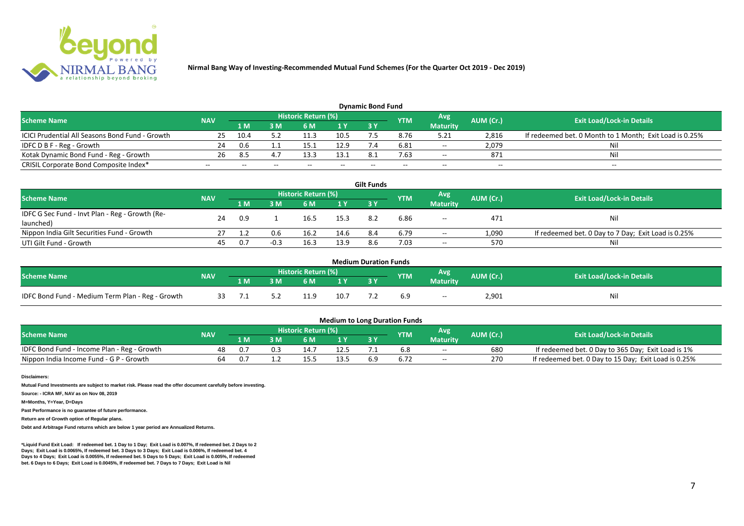Nirmal Bang Way of Investing-Recommended Mutual Fund Schemes (For the Quarter Oct 2019 - Dec 2019)

## Dynamic Bond Fund

| Scheme Name | NAV | Historic Return (%) | | | | | YTM | Avg Maturity | AUM (Cr.) | Exit Load/Lock-in Details |
|---|---|---|---|---|---|---|---|---|---|---|
| | | 1 M | 3 M | 6 M | 1 Y | 3 Y | | | | |
| ICICI Prudential All Seasons Bond Fund - Growth | 25 | 10.4 | 5.2 | 11.3 | 10.5 | 7.5 | 8.76 | 5.21 | 2,816 | If redeemed bet. 0 Month to 1 Month; Exit Load is 0.25% |
| IDFC D B F - Reg - Growth | 24 | 0.6 | 1.1 | 15.1 | 12.9 | 7.4 | 6.81 | -- | 2,079 | Nil |
| Kotak Dynamic Bond Fund - Reg - Growth | 26 | 8.5 | 4.7 | 13.3 | 13.1 | 8.1 | 7.63 | -- | 871 | Nil |
| CRISIL Corporate Bond Composite Index* | -- | -- | -- | -- | -- | -- | -- | -- | -- | -- |

## Gilt Funds

| Scheme Name | NAV | Historic Return (%) | | | | | YTM | Avg Maturity | AUM (Cr.) | Exit Load/Lock-in Details |
|---|---|---|---|---|---|---|---|---|---|---|
| | | 1 M | 3 M | 6 M | 1 Y | 3 Y | | | | |
| IDFC G Sec Fund - Invt Plan - Reg - Growth (Re-launched) | 24 | 0.9 | 1 | 16.5 | 15.3 | 8.2 | 6.86 | -- | 471 | Nil |
| Nippon India Gilt Securities Fund - Growth | 27 | 1.2 | 0.6 | 16.2 | 14.6 | 8.4 | 6.79 | -- | 1,090 | If redeemed bet. 0 Day to 7 Day; Exit Load is 0.25% |
| UTI Gilt Fund - Growth | 45 | 0.7 | -0.3 | 16.3 | 13.9 | 8.6 | 7.03 | -- | 570 | Nil |

## Medium Duration Funds

| Scheme Name | NAV | Historic Return (%) | | | | | YTM | Avg Maturity | AUM (Cr.) | Exit Load/Lock-in Details |
|---|---|---|---|---|---|---|---|---|---|---|
| | | 1 M | 3 M | 6 M | 1 Y | 3 Y | | | | |
| IDFC Bond Fund - Medium Term Plan - Reg - Growth | 33 | 7.1 | 5.2 | 11.9 | 10.7 | 7.2 | 6.9 | -- | 2,901 | Nil |

## Medium to Long Duration Funds

| Scheme Name | NAV | Historic Return (%) | | | | | YTM | Avg Maturity | AUM (Cr.) | Exit Load/Lock-in Details |
|---|---|---|---|---|---|---|---|---|---|---|
| | | 1 M | 3 M | 6 M | 1 Y | 3 Y | | | | |
| IDFC Bond Fund - Income Plan - Reg - Growth | 48 | 0.7 | 0.3 | 14.7 | 12.5 | 7.1 | 6.8 | -- | 680 | If redeemed bet. 0 Day to 365 Day; Exit Load is 1% |
| Nippon India Income Fund - G P - Growth | 64 | 0.7 | 1.2 | 15.5 | 13.5 | 6.9 | 6.72 | -- | 270 | If redeemed bet. 0 Day to 15 Day; Exit Load is 0.25% |

**Disclaimers:**

**Mutual Fund Investments are subject to market risk. Please read the offer document carefully before investing.**

**Source: - ICRA MF, NAV as on Nov 08, 2019**

**M=Months, Y=Year, D=Days**

**Past Performance is no guarantee of future performance.**

**Return are of Growth option of Regular plans.**

**Debt and Arbitrage Fund returns which are below 1 year period are Annualized Returns.**

**\*Liquid Fund Exit Load: If redeemed bet. 1 Day to 1 Day; Exit Load is 0.007%, If redeemed bet. 2 Days to 2 Days; Exit Load is 0.0065%, If redeemed bet. 3 Days to 3 Days; Exit Load is 0.006%, If redeemed bet. 4 Days to 4 Days; Exit Load is 0.0055%, If redeemed bet. 5 Days to 5 Days; Exit Load is 0.005%, If redeemed bet. 6 Days to 6 Days; Exit Load is 0.0045%, If redeemed bet. 7 Days to 7 Days; Exit Load is Nil**